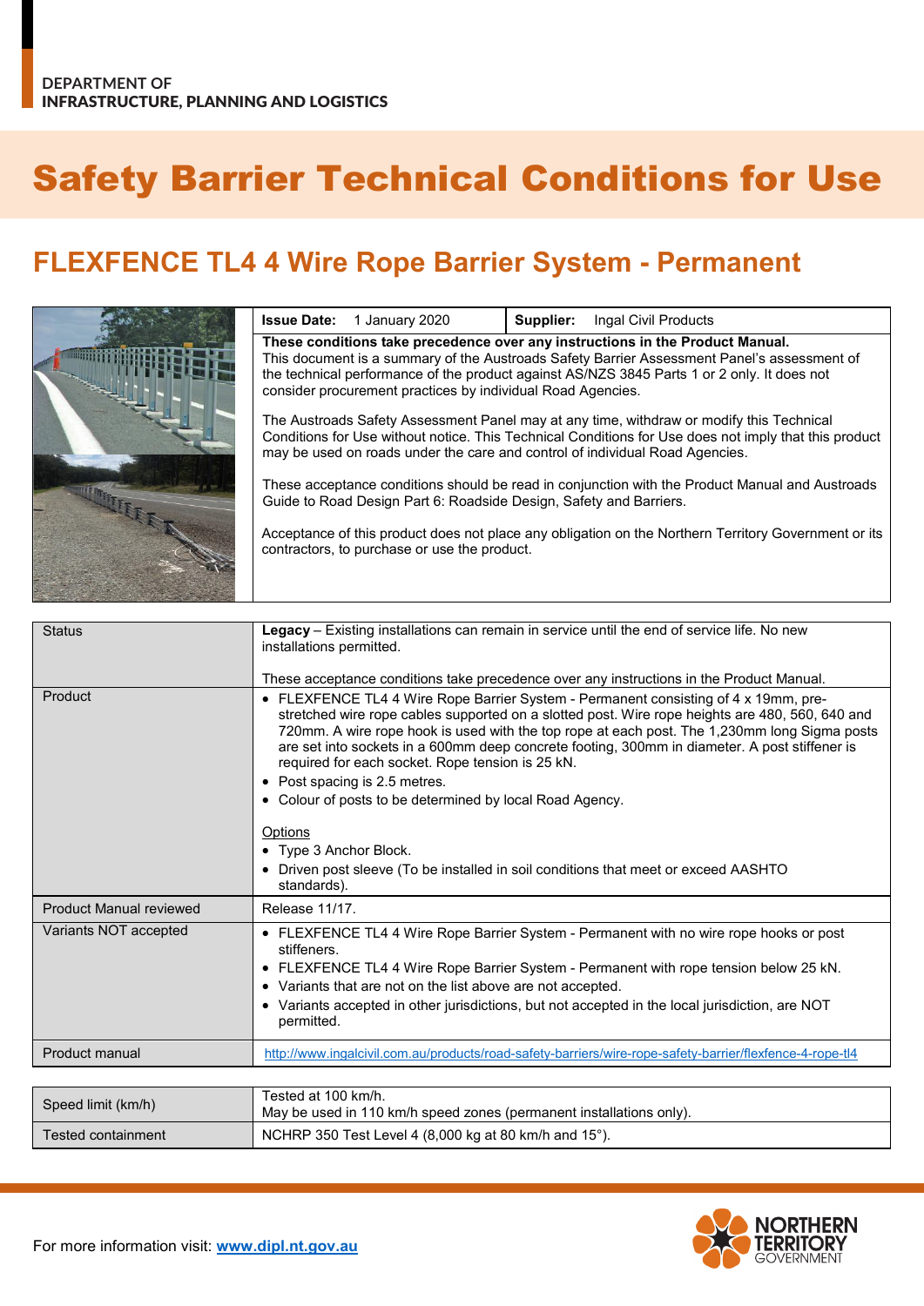DEPARTMENT OF
INFRASTRUCTURE, PLANNING AND LOGISTICS

# Safety Barrier Technical Conditions for Use

## FLEXFENCE TL4 4 Wire Rope Barrier System - Permanent

| **Issue Date:** 1 January 2020 | **Supplier:** Ingal Civil Products |
|---|---|

**These conditions take precedence over any instructions in the Product Manual.**
This document is a summary of the Austroads Safety Barrier Assessment Panel's assessment of the technical performance of the product against AS/NZS 3845 Parts 1 or 2 only. It does not consider procurement practices by individual Road Agencies.

The Austroads Safety Assessment Panel may at any time, withdraw or modify this Technical Conditions for Use without notice. This Technical Conditions for Use does not imply that this product may be used on roads under the care and control of individual Road Agencies.

These acceptance conditions should be read in conjunction with the Product Manual and Austroads Guide to Road Design Part 6: Roadside Design, Safety and Barriers.

Acceptance of this product does not place any obligation on the Northern Territory Government or its contractors, to purchase or use the product.

| | |
|---|---|
| Status | **Legacy** – Existing installations can remain in service until the end of service life. No new installations permitted.<br><br>These acceptance conditions take precedence over any instructions in the Product Manual. |
| Product | • FLEXFENCE TL4 4 Wire Rope Barrier System - Permanent consisting of 4 x 19mm, pre-stretched wire rope cables supported on a slotted post. Wire rope heights are 480, 560, 640 and 720mm. A wire rope hook is used with the top rope at each post. The 1,230mm long Sigma posts are set into sockets in a 600mm deep concrete footing, 300mm in diameter. A post stiffener is required for each socket. Rope tension is 25 kN.<br>• Post spacing is 2.5 metres.<br>• Colour of posts to be determined by local Road Agency.<br><br>Options<br>• Type 3 Anchor Block.<br>• Driven post sleeve (To be installed in soil conditions that meet or exceed AASHTO standards). |
| Product Manual reviewed | Release 11/17. |
| Variants NOT accepted | • FLEXFENCE TL4 4 Wire Rope Barrier System - Permanent with no wire rope hooks or post stiffeners.<br>• FLEXFENCE TL4 4 Wire Rope Barrier System - Permanent with rope tension below 25 kN.<br>• Variants that are not on the list above are not accepted.<br>• Variants accepted in other jurisdictions, but not accepted in the local jurisdiction, are NOT permitted. |
| Product manual | http://www.ingalcivil.com.au/products/road-safety-barriers/wire-rope-safety-barrier/flexfence-4-rope-tl4 |

| | |
|---|---|
| Speed limit (km/h) | Tested at 100 km/h.<br>May be used in 110 km/h speed zones (permanent installations only). |
| Tested containment | NCHRP 350 Test Level 4 (8,000 kg at 80 km/h and 15°). |

For more information visit: **www.dipl.nt.gov.au**

NORTHERN TERRITORY GOVERNMENT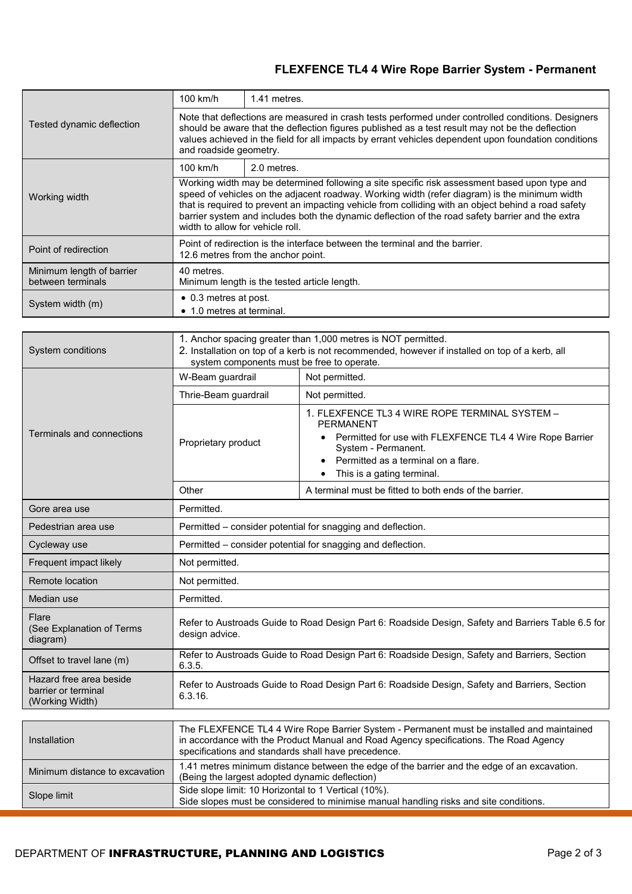## FLEXFENCE TL4 4 Wire Rope Barrier System - Permanent

| | | |
|---|---|---|
| Tested dynamic deflection | 100 km/h | 1.41 metres. |
| | Note that deflections are measured in crash tests performed under controlled conditions. Designers should be aware that the deflection figures published as a test result may not be the deflection values achieved in the field for all impacts by errant vehicles dependent upon foundation conditions and roadside geometry. | |
| Working width | 100 km/h | 2.0 metres. |
| | Working width may be determined following a site specific risk assessment based upon type and speed of vehicles on the adjacent roadway. Working width (refer diagram) is the minimum width that is required to prevent an impacting vehicle from colliding with an object behind a road safety barrier system and includes both the dynamic deflection of the road safety barrier and the extra width to allow for vehicle roll. | |
| Point of redirection | Point of redirection is the interface between the terminal and the barrier.<br>12.6 metres from the anchor point. | |
| Minimum length of barrier between terminals | 40 metres.<br>Minimum length is the tested article length. | |
| System width (m) | • 0.3 metres at post.<br>• 1.0 metres at terminal. | |

| | | |
|---|---|---|
| System conditions | 1. Anchor spacing greater than 1,000 metres is NOT permitted.<br>2. Installation on top of a kerb is not recommended, however if installed on top of a kerb, all system components must be free to operate. | |
| Terminals and connections | W-Beam guardrail | Not permitted. |
| | Thrie-Beam guardrail | Not permitted. |
| | Proprietary product | 1. FLEXFENCE TL3 4 WIRE ROPE TERMINAL SYSTEM – PERMANENT<br>• Permitted for use with FLEXFENCE TL4 4 Wire Rope Barrier System - Permanent.<br>• Permitted as a terminal on a flare.<br>• This is a gating terminal. |
| | Other | A terminal must be fitted to both ends of the barrier. |
| Gore area use | Permitted. | |
| Pedestrian area use | Permitted – consider potential for snagging and deflection. | |
| Cycleway use | Permitted – consider potential for snagging and deflection. | |
| Frequent impact likely | Not permitted. | |
| Remote location | Not permitted. | |
| Median use | Permitted. | |
| Flare<br>(See Explanation of Terms diagram) | Refer to Austroads Guide to Road Design Part 6: Roadside Design, Safety and Barriers Table 6.5 for design advice. | |
| Offset to travel lane (m) | Refer to Austroads Guide to Road Design Part 6: Roadside Design, Safety and Barriers, Section 6.3.5. | |
| Hazard free area beside barrier or terminal (Working Width) | Refer to Austroads Guide to Road Design Part 6: Roadside Design, Safety and Barriers, Section 6.3.16. | |

| | |
|---|---|
| Installation | The FLEXFENCE TL4 4 Wire Rope Barrier System - Permanent must be installed and maintained in accordance with the Product Manual and Road Agency specifications. The Road Agency specifications and standards shall have precedence. |
| Minimum distance to excavation | 1.41 metres minimum distance between the edge of the barrier and the edge of an excavation. (Being the largest adopted dynamic deflection) |
| Slope limit | Side slope limit: 10 Horizontal to 1 Vertical (10%).<br>Side slopes must be considered to minimise manual handling risks and site conditions. |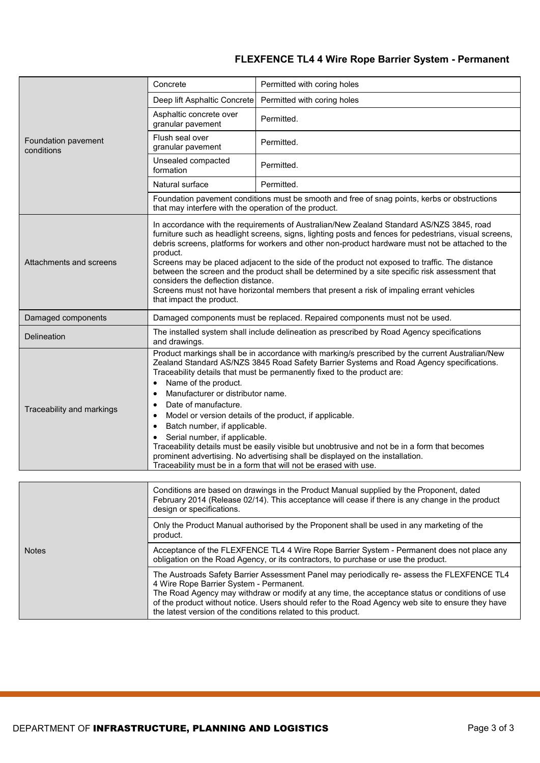## FLEXFENCE TL4 4 Wire Rope Barrier System - Permanent

| | | |
|---|---|---|
| Foundation pavement conditions | Concrete | Permitted with coring holes |
| | Deep lift Asphaltic Concrete | Permitted with coring holes |
| | Asphaltic concrete over granular pavement | Permitted. |
| | Flush seal over granular pavement | Permitted. |
| | Unsealed compacted formation | Permitted. |
| | Natural surface | Permitted. |
| | Foundation pavement conditions must be smooth and free of snag points, kerbs or obstructions that may interfere with the operation of the product. | |
| Attachments and screens | In accordance with the requirements of Australian/New Zealand Standard AS/NZS 3845, road furniture such as headlight screens, signs, lighting posts and fences for pedestrians, visual screens, debris screens, platforms for workers and other non-product hardware must not be attached to the product.<br>Screens may be placed adjacent to the side of the product not exposed to traffic. The distance between the screen and the product shall be determined by a site specific risk assessment that considers the deflection distance.<br>Screens must not have horizontal members that present a risk of impaling errant vehicles that impact the product. | |
| Damaged components | Damaged components must be replaced. Repaired components must not be used. | |
| Delineation | The installed system shall include delineation as prescribed by Road Agency specifications and drawings. | |
| Traceability and markings | Product markings shall be in accordance with marking/s prescribed by the current Australian/New Zealand Standard AS/NZS 3845 Road Safety Barrier Systems and Road Agency specifications.<br>Traceability details that must be permanently fixed to the product are:<br>• Name of the product.<br>• Manufacturer or distributor name.<br>• Date of manufacture.<br>• Model or version details of the product, if applicable.<br>• Batch number, if applicable.<br>• Serial number, if applicable.<br>Traceability details must be easily visible but unobtrusive and not be in a form that becomes prominent advertising. No advertising shall be displayed on the installation.<br>Traceability must be in a form that will not be erased with use. | |

| | |
|---|---|
| Notes | Conditions are based on drawings in the Product Manual supplied by the Proponent, dated February 2014 (Release 02/14). This acceptance will cease if there is any change in the product design or specifications. |
| | Only the Product Manual authorised by the Proponent shall be used in any marketing of the product. |
| | Acceptance of the FLEXFENCE TL4 4 Wire Rope Barrier System - Permanent does not place any obligation on the Road Agency, or its contractors, to purchase or use the product. |
| | The Austroads Safety Barrier Assessment Panel may periodically re- assess the FLEXFENCE TL4 4 Wire Rope Barrier System - Permanent.<br>The Road Agency may withdraw or modify at any time, the acceptance status or conditions of use of the product without notice. Users should refer to the Road Agency web site to ensure they have the latest version of the conditions related to this product. |